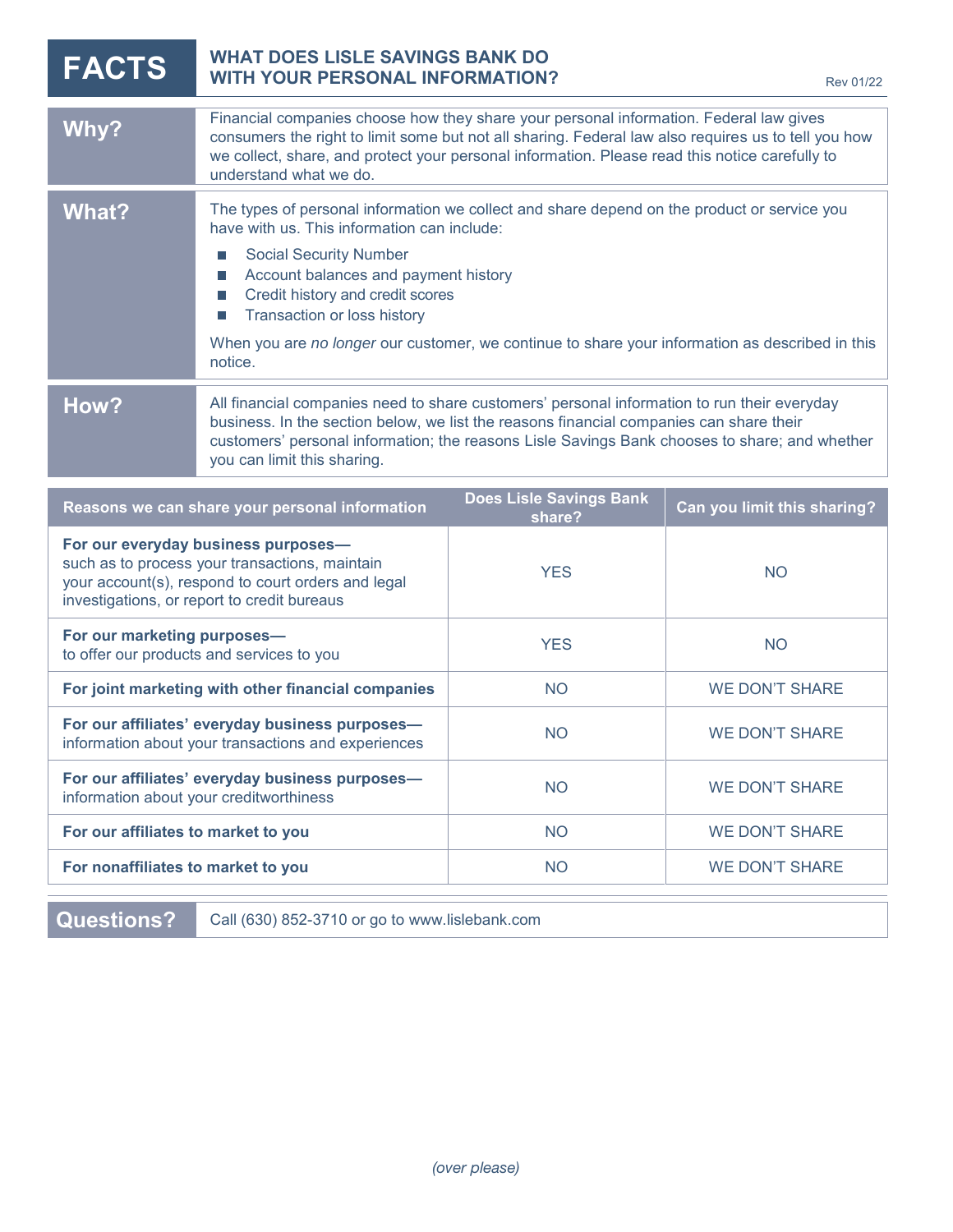# FACTS

## WHAT DOES LISLE SAVINGS BANK DO WITH YOUR PERSONAL INFORMATION?

Rev 01/22

| | |
|---|---|
| **Why?** | Financial companies choose how they share your personal information. Federal law gives consumers the right to limit some but not all sharing. Federal law also requires us to tell you how we collect, share, and protect your personal information. Please read this notice carefully to understand what we do. |
| **What?** | The types of personal information we collect and share depend on the product or service you have with us. This information can include:<br>■ Social Security Number<br>■ Account balances and payment history<br>■ Credit history and credit scores<br>■ Transaction or loss history<br><br>When you are *no longer* our customer, we continue to share your information as described in this notice. |
| **How?** | All financial companies need to share customers' personal information to run their everyday business. In the section below, we list the reasons financial companies can share their customers' personal information; the reasons Lisle Savings Bank chooses to share; and whether you can limit this sharing. |

| Reasons we can share your personal information | Does Lisle Savings Bank share? | Can you limit this sharing? |
|---|---|---|
| **For our everyday business purposes—** such as to process your transactions, maintain your account(s), respond to court orders and legal investigations, or report to credit bureaus | YES | NO |
| **For our marketing purposes—** to offer our products and services to you | YES | NO |
| **For joint marketing with other financial companies** | NO | WE DON'T SHARE |
| **For our affiliates' everyday business purposes—** information about your transactions and experiences | NO | WE DON'T SHARE |
| **For our affiliates' everyday business purposes—** information about your creditworthiness | NO | WE DON'T SHARE |
| **For our affiliates to market to you** | NO | WE DON'T SHARE |
| **For nonaffiliates to market to you** | NO | WE DON'T SHARE |

| | |
|---|---|
| **Questions?** | Call (630) 852-3710 or go to www.lislebank.com |

*(over please)*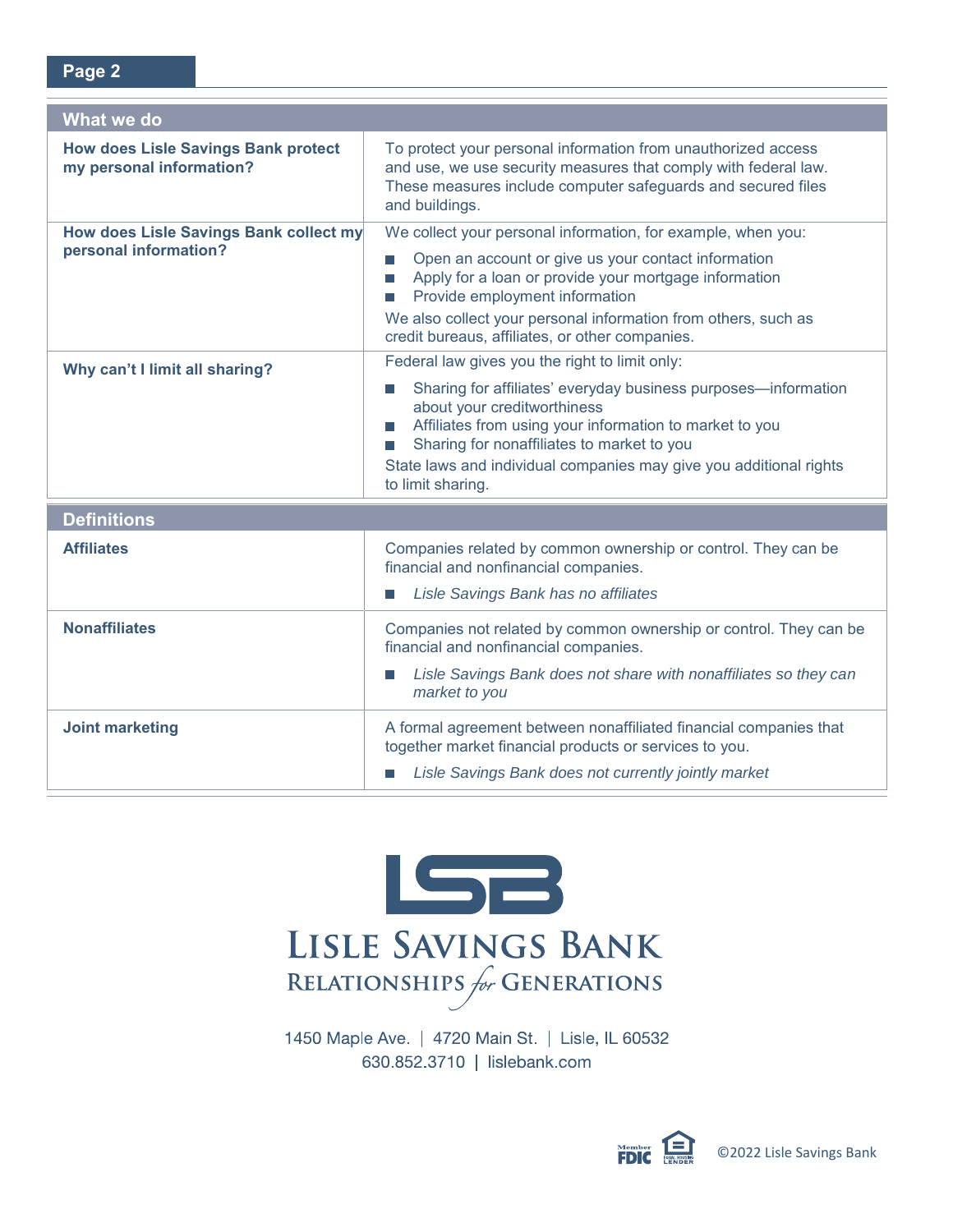| What we do | |
| --- | --- |
| **How does Lisle Savings Bank protect my personal information?** | To protect your personal information from unauthorized access and use, we use security measures that comply with federal law. These measures include computer safeguards and secured files and buildings. |
| **How does Lisle Savings Bank collect my personal information?** | We collect your personal information, for example, when you:<br>■ Open an account or give us your contact information<br>■ Apply for a loan or provide your mortgage information<br>■ Provide employment information<br>We also collect your personal information from others, such as credit bureaus, affiliates, or other companies. |
| **Why can't I limit all sharing?** | Federal law gives you the right to limit only:<br>■ Sharing for affiliates' everyday business purposes—information about your creditworthiness<br>■ Affiliates from using your information to market to you<br>■ Sharing for nonaffiliates to market to you<br>State laws and individual companies may give you additional rights to limit sharing. |

| Definitions | |
| --- | --- |
| **Affiliates** | Companies related by common ownership or control. They can be financial and nonfinancial companies.<br>■ *Lisle Savings Bank has no affiliates* |
| **Nonaffiliates** | Companies not related by common ownership or control. They can be financial and nonfinancial companies.<br>■ *Lisle Savings Bank does not share with nonaffiliates so they can market to you* |
| **Joint marketing** | A formal agreement between nonaffiliated financial companies that together market financial products or services to you.<br>■ *Lisle Savings Bank does not currently jointly market* |

LSB

LISLE SAVINGS BANK

RELATIONSHIPS *for* GENERATIONS

1450 Maple Ave. | 4720 Main St. | Lisle, IL 60532

630.852.3710 | lislebank.com

Member FDIC | Equal Housing Lender

©2022 Lisle Savings Bank